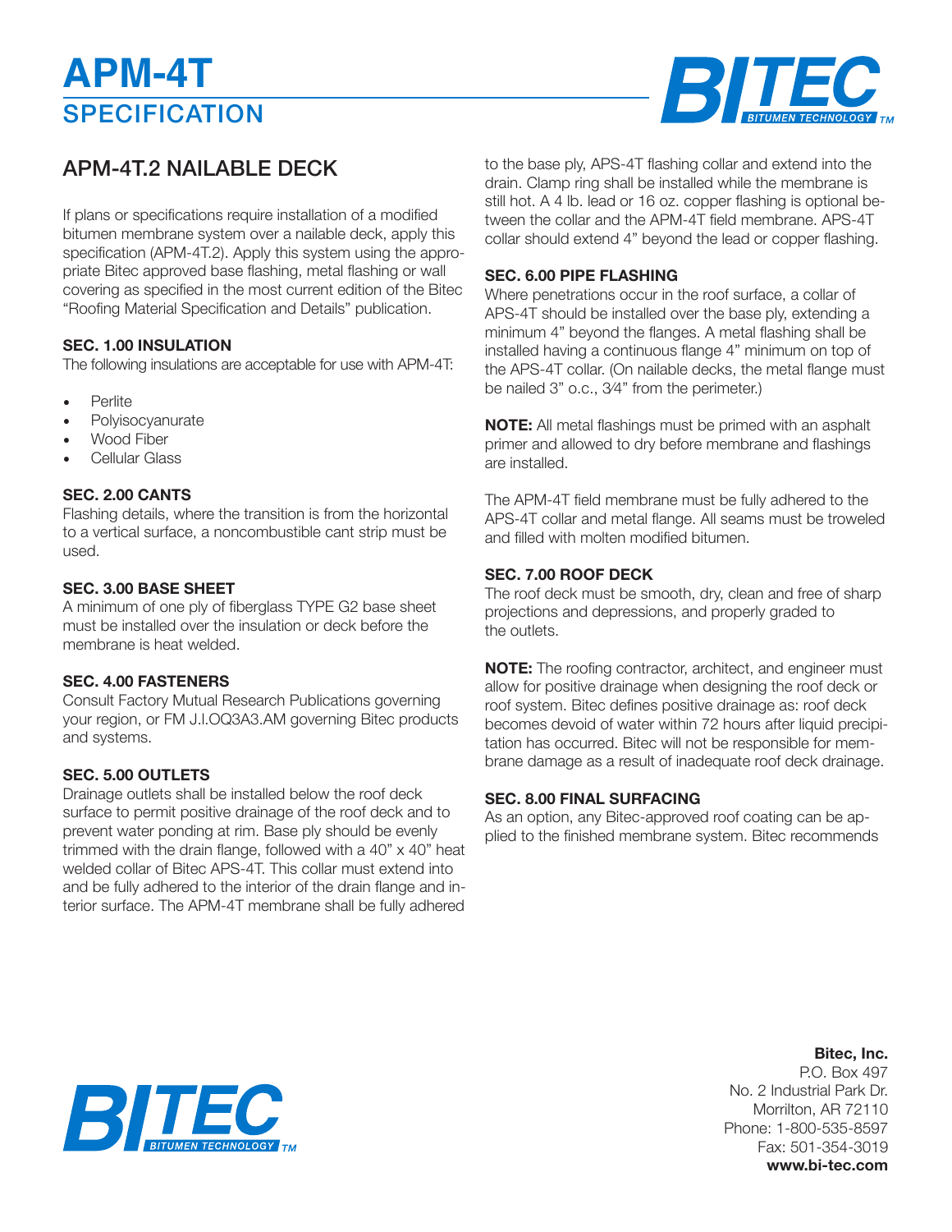# APM-4T
## SPECIFICATION

## APM-4T.2 NAILABLE DECK

If plans or specifications require installation of a modified bitumen membrane system over a nailable deck, apply this specification (APM-4T.2). Apply this system using the appropriate Bitec approved base flashing, metal flashing or wall covering as specified in the most current edition of the Bitec "Roofing Material Specification and Details" publication.

### SEC. 1.00 INSULATION

The following insulations are acceptable for use with APM-4T:

- Perlite
- Polyisocyanurate
- Wood Fiber
- Cellular Glass

### SEC. 2.00 CANTS

Flashing details, where the transition is from the horizontal to a vertical surface, a noncombustible cant strip must be used.

### SEC. 3.00 BASE SHEET

A minimum of one ply of fiberglass TYPE G2 base sheet must be installed over the insulation or deck before the membrane is heat welded.

### SEC. 4.00 FASTENERS

Consult Factory Mutual Research Publications governing your region, or FM J.I.OQ3A3.AM governing Bitec products and systems.

### SEC. 5.00 OUTLETS

Drainage outlets shall be installed below the roof deck surface to permit positive drainage of the roof deck and to prevent water ponding at rim. Base ply should be evenly trimmed with the drain flange, followed with a 40" x 40" heat welded collar of Bitec APS-4T. This collar must extend into and be fully adhered to the interior of the drain flange and interior surface. The APM-4T membrane shall be fully adhered to the base ply, APS-4T flashing collar and extend into the drain. Clamp ring shall be installed while the membrane is still hot. A 4 lb. lead or 16 oz. copper flashing is optional between the collar and the APM-4T field membrane. APS-4T collar should extend 4" beyond the lead or copper flashing.

### SEC. 6.00 PIPE FLASHING

Where penetrations occur in the roof surface, a collar of APS-4T should be installed over the base ply, extending a minimum 4" beyond the flanges. A metal flashing shall be installed having a continuous flange 4" minimum on top of the APS-4T collar. (On nailable decks, the metal flange must be nailed 3" o.c., 3⁄4" from the perimeter.)

**NOTE:** All metal flashings must be primed with an asphalt primer and allowed to dry before membrane and flashings are installed.

The APM-4T field membrane must be fully adhered to the APS-4T collar and metal flange. All seams must be troweled and filled with molten modified bitumen.

### SEC. 7.00 ROOF DECK

The roof deck must be smooth, dry, clean and free of sharp projections and depressions, and properly graded to the outlets.

**NOTE:** The roofing contractor, architect, and engineer must allow for positive drainage when designing the roof deck or roof system. Bitec defines positive drainage as: roof deck becomes devoid of water within 72 hours after liquid precipitation has occurred. Bitec will not be responsible for membrane damage as a result of inadequate roof deck drainage.

### SEC. 8.00 FINAL SURFACING

As an option, any Bitec-approved roof coating can be applied to the finished membrane system. Bitec recommends

**Bitec, Inc.**
P.O. Box 497
No. 2 Industrial Park Dr.
Morrilton, AR 72110
Phone: 1-800-535-8597
Fax: 501-354-3019
**www.bi-tec.com**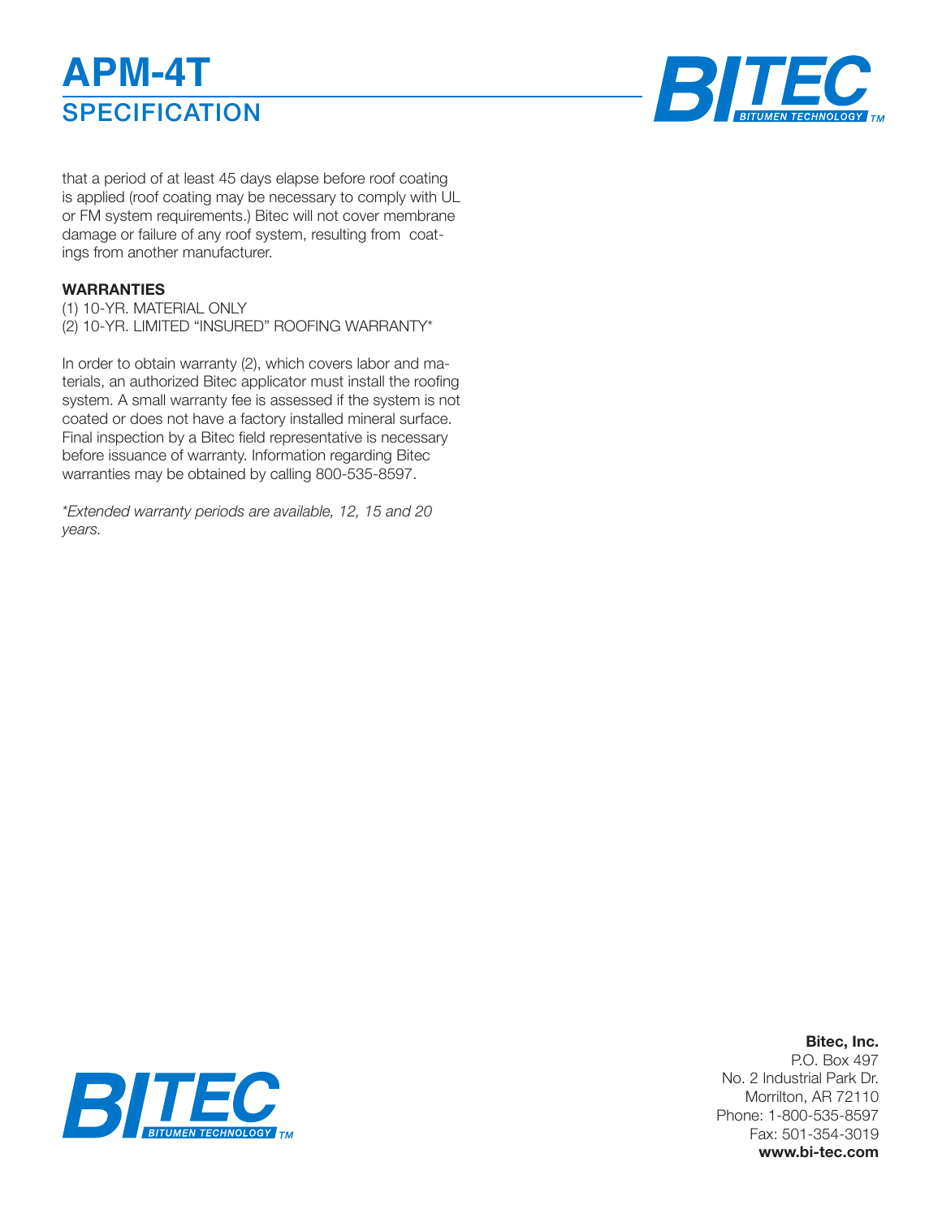that a period of at least 45 days elapse before roof coating is applied (roof coating may be necessary to comply with UL or FM system requirements.) Bitec will not cover membrane damage or failure of any roof system, resulting from coatings from another manufacturer.

**WARRANTIES**

(1) 10-YR. MATERIAL ONLY
(2) 10-YR. LIMITED "INSURED" ROOFING WARRANTY*

In order to obtain warranty (2), which covers labor and materials, an authorized Bitec applicator must install the roofing system. A small warranty fee is assessed if the system is not coated or does not have a factory installed mineral surface. Final inspection by a Bitec field representative is necessary before issuance of warranty. Information regarding Bitec warranties may be obtained by calling 800-535-8597.

*\*Extended warranty periods are available, 12, 15 and 20 years.*

**Bitec, Inc.**
P.O. Box 497
No. 2 Industrial Park Dr.
Morrilton, AR 72110
Phone: 1-800-535-8597
Fax: 501-354-3019
**www.bi-tec.com**